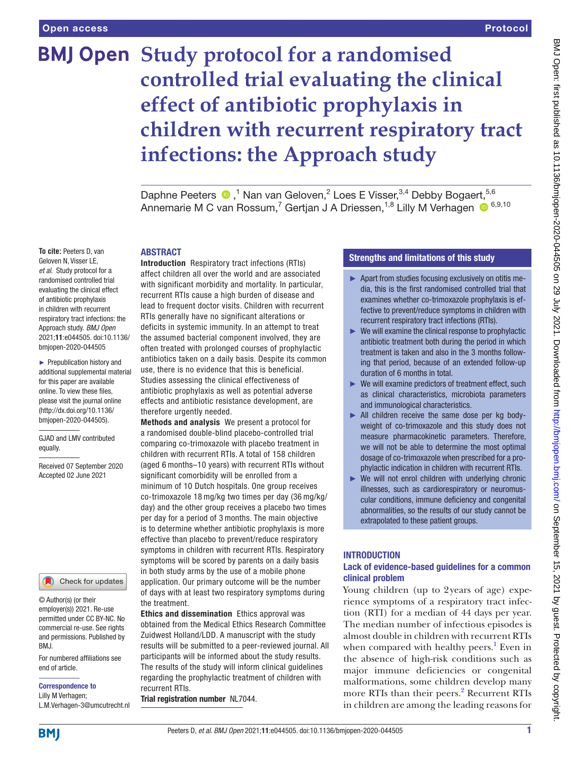# Study protocol for a randomised controlled trial evaluating the clinical effect of antibiotic prophylaxis in children with recurrent respiratory tract infections: the Approach study

Daphne Peeters [1], Nan van Geloven [2], Loes E Visser [3,4], Debby Bogaert [5,6], Annemarie M C van Rossum [7], Gertjan J A Driessen [1,8], Lilly M Verhagen [6,9,10]

**To cite:** Peeters D, van Geloven N, Visser LE, *et al*. Study protocol for a randomised controlled trial evaluating the clinical effect of antibiotic prophylaxis in children with recurrent respiratory tract infections: the Approach study. *BMJ Open* 2021;**11**:e044505. doi:10.1136/bmjopen-2020-044505

► Prepublication history and additional supplemental material for this paper are available online. To view these files, please visit the journal online (http://dx.doi.org/10.1136/bmjopen-2020-044505).

GJAD and LMV contributed equally.

Received 07 September 2020
Accepted 02 June 2021

© Author(s) (or their employer(s)) 2021. Re-use permitted under CC BY-NC. No commercial re-use. See rights and permissions. Published by BMJ.

For numbered affiliations see end of article.

**Correspondence to**
Lilly M Verhagen;
L.M.Verhagen-3@umcutrecht.nl

## ABSTRACT

**Introduction** Respiratory tract infections (RTIs) affect children all over the world and are associated with significant morbidity and mortality. In particular, recurrent RTIs cause a high burden of disease and lead to frequent doctor visits. Children with recurrent RTIs generally have no significant alterations or deficits in systemic immunity. In an attempt to treat the assumed bacterial component involved, they are often treated with prolonged courses of prophylactic antibiotics taken on a daily basis. Despite its common use, there is no evidence that this is beneficial. Studies assessing the clinical effectiveness of antibiotic prophylaxis as well as potential adverse effects and antibiotic resistance development, are therefore urgently needed.

**Methods and analysis** We present a protocol for a randomised double-blind placebo-controlled trial comparing co-trimoxazole with placebo treatment in children with recurrent RTIs. A total of 158 children (aged 6 months–10 years) with recurrent RTIs without significant comorbidity will be enrolled from a minimum of 10 Dutch hospitals. One group receives co-trimoxazole 18 mg/kg two times per day (36 mg/kg/day) and the other group receives a placebo two times per day for a period of 3 months. The main objective is to determine whether antibiotic prophylaxis is more effective than placebo to prevent/reduce respiratory symptoms in children with recurrent RTIs. Respiratory symptoms will be scored by parents on a daily basis in both study arms by the use of a mobile phone application. Our primary outcome will be the number of days with at least two respiratory symptoms during the treatment.

**Ethics and dissemination** Ethics approval was obtained from the Medical Ethics Research Committee Zuidwest Holland/LDD. A manuscript with the study results will be submitted to a peer-reviewed journal. All participants will be informed about the study results. The results of the study will inform clinical guidelines regarding the prophylactic treatment of children with recurrent RTIs.

**Trial registration number** NL7044.

### Strengths and limitations of this study

- ► Apart from studies focusing exclusively on otitis media, this is the first randomised controlled trial that examines whether co-trimoxazole prophylaxis is effective to prevent/reduce symptoms in children with recurrent respiratory tract infections (RTIs).
- ► We will examine the clinical response to prophylactic antibiotic treatment both during the period in which treatment is taken and also in the 3 months following that period, because of an extended follow-up duration of 6 months in total.
- ► We will examine predictors of treatment effect, such as clinical characteristics, microbiota parameters and immunological characteristics.
- ► All children receive the same dose per kg bodyweight of co-trimoxazole and this study does not measure pharmacokinetic parameters. Therefore, we will not be able to determine the most optimal dosage of co-trimoxazole when prescribed for a prophylactic indication in children with recurrent RTIs.
- ► We will not enrol children with underlying chronic illnesses, such as cardiorespiratory or neuromuscular conditions, immune deficiency and congenital abnormalities, so the results of our study cannot be extrapolated to these patient groups.

## INTRODUCTION

### Lack of evidence-based guidelines for a common clinical problem

Young children (up to 2 years of age) experience symptoms of a respiratory tract infection (RTI) for a median of 44 days per year. The median number of infectious episodes is almost double in children with recurrent RTIs when compared with healthy peers.[1] Even in the absence of high-risk conditions such as major immune deficiencies or congenital malformations, some children develop many more RTIs than their peers.[2] Recurrent RTIs in children are among the leading reasons for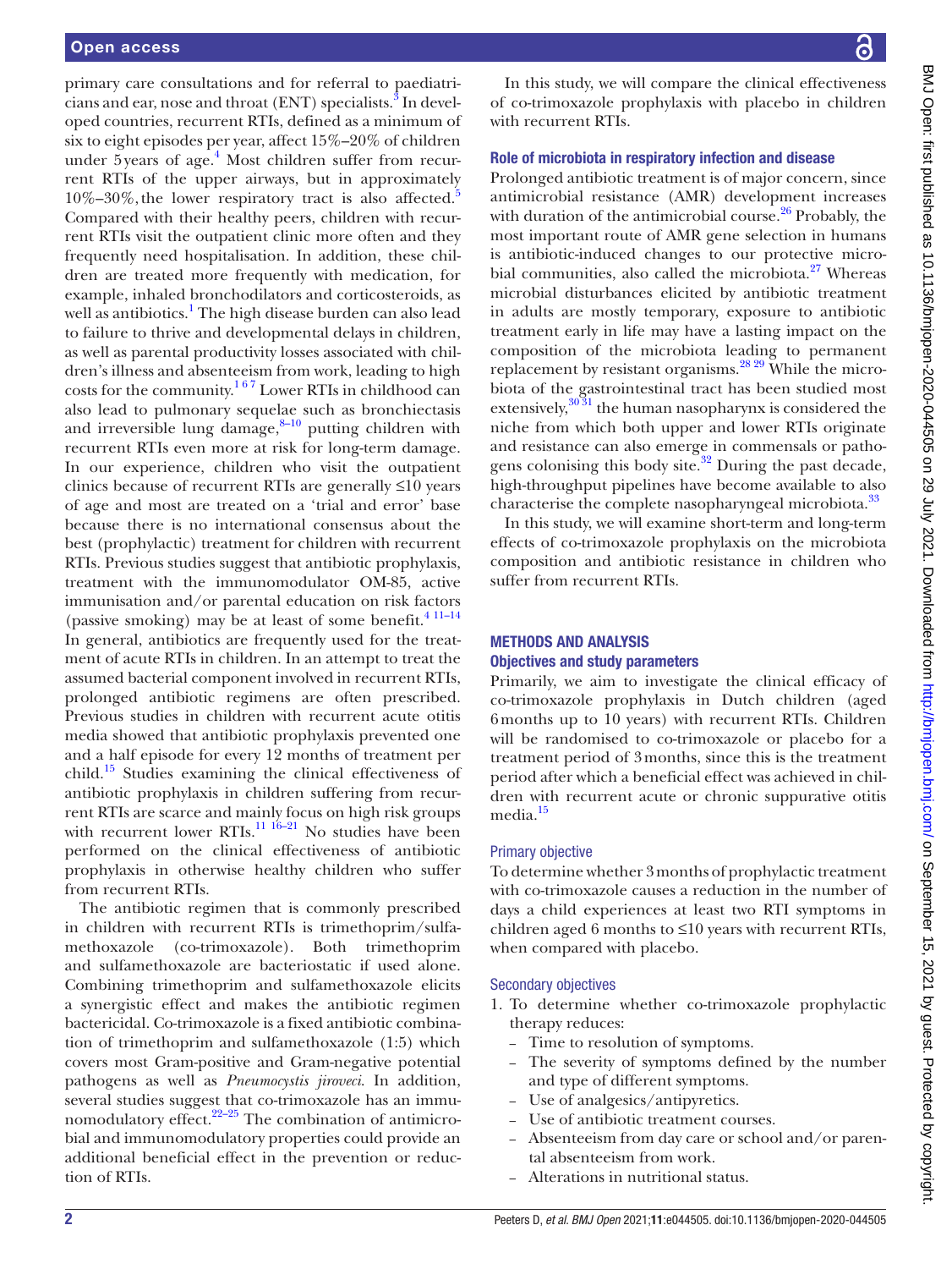primary care consultations and for referral to paediatricians and ear, nose and throat (ENT) specialists.[3] In developed countries, recurrent RTIs, defined as a minimum of six to eight episodes per year, affect 15%–20% of children under 5 years of age.[4] Most children suffer from recurrent RTIs of the upper airways, but in approximately 10%–30%, the lower respiratory tract is also affected.[5] Compared with their healthy peers, children with recurrent RTIs visit the outpatient clinic more often and they frequently need hospitalisation. In addition, these children are treated more frequently with medication, for example, inhaled bronchodilators and corticosteroids, as well as antibiotics.[1] The high disease burden can also lead to failure to thrive and developmental delays in children, as well as parental productivity losses associated with children's illness and absenteeism from work, leading to high costs for the community.[1 6 7] Lower RTIs in childhood can also lead to pulmonary sequelae such as bronchiectasis and irreversible lung damage,[8–10] putting children with recurrent RTIs even more at risk for long-term damage. In our experience, children who visit the outpatient clinics because of recurrent RTIs are generally ≤10 years of age and most are treated on a 'trial and error' base because there is no international consensus about the best (prophylactic) treatment for children with recurrent RTIs. Previous studies suggest that antibiotic prophylaxis, treatment with the immunomodulator OM-85, active immunisation and/or parental education on risk factors (passive smoking) may be at least of some benefit.[4 11–14] In general, antibiotics are frequently used for the treatment of acute RTIs in children. In an attempt to treat the assumed bacterial component involved in recurrent RTIs, prolonged antibiotic regimens are often prescribed. Previous studies in children with recurrent acute otitis media showed that antibiotic prophylaxis prevented one and a half episode for every 12 months of treatment per child.[15] Studies examining the clinical effectiveness of antibiotic prophylaxis in children suffering from recurrent RTIs are scarce and mainly focus on high risk groups with recurrent lower RTIs.[11 16–21] No studies have been performed on the clinical effectiveness of antibiotic prophylaxis in otherwise healthy children who suffer from recurrent RTIs.

The antibiotic regimen that is commonly prescribed in children with recurrent RTIs is trimethoprim/sulfamethoxazole (co-trimoxazole). Both trimethoprim and sulfamethoxazole are bacteriostatic if used alone. Combining trimethoprim and sulfamethoxazole elicits a synergistic effect and makes the antibiotic regimen bactericidal. Co-trimoxazole is a fixed antibiotic combination of trimethoprim and sulfamethoxazole (1:5) which covers most Gram-positive and Gram-negative potential pathogens as well as *Pneumocystis jiroveci*. In addition, several studies suggest that co-trimoxazole has an immunomodulatory effect.[22–25] The combination of antimicrobial and immunomodulatory properties could provide an additional beneficial effect in the prevention or reduction of RTIs.

In this study, we will compare the clinical effectiveness of co-trimoxazole prophylaxis with placebo in children with recurrent RTIs.

### Role of microbiota in respiratory infection and disease

Prolonged antibiotic treatment is of major concern, since antimicrobial resistance (AMR) development increases with duration of the antimicrobial course.[26] Probably, the most important route of AMR gene selection in humans is antibiotic-induced changes to our protective microbial communities, also called the microbiota.[27] Whereas microbial disturbances elicited by antibiotic treatment in adults are mostly temporary, exposure to antibiotic treatment early in life may have a lasting impact on the composition of the microbiota leading to permanent replacement by resistant organisms.[28 29] While the microbiota of the gastrointestinal tract has been studied most extensively,[30 31] the human nasopharynx is considered the niche from which both upper and lower RTIs originate and resistance can also emerge in commensals or pathogens colonising this body site.[32] During the past decade, high-throughput pipelines have become available to also characterise the complete nasopharyngeal microbiota.[33]

In this study, we will examine short-term and long-term effects of co-trimoxazole prophylaxis on the microbiota composition and antibiotic resistance in children who suffer from recurrent RTIs.

## METHODS AND ANALYSIS

### Objectives and study parameters

Primarily, we aim to investigate the clinical efficacy of co-trimoxazole prophylaxis in Dutch children (aged 6 months up to 10 years) with recurrent RTIs. Children will be randomised to co-trimoxazole or placebo for a treatment period of 3 months, since this is the treatment period after which a beneficial effect was achieved in children with recurrent acute or chronic suppurative otitis media.[15]

#### Primary objective

To determine whether 3 months of prophylactic treatment with co-trimoxazole causes a reduction in the number of days a child experiences at least two RTI symptoms in children aged 6 months to ≤10 years with recurrent RTIs, when compared with placebo.

#### Secondary objectives

1. To determine whether co-trimoxazole prophylactic therapy reduces:
   - Time to resolution of symptoms.
   - The severity of symptoms defined by the number and type of different symptoms.
   - Use of analgesics/antipyretics.
   - Use of antibiotic treatment courses.
   - Absenteeism from day care or school and/or parental absenteeism from work.
   - Alterations in nutritional status.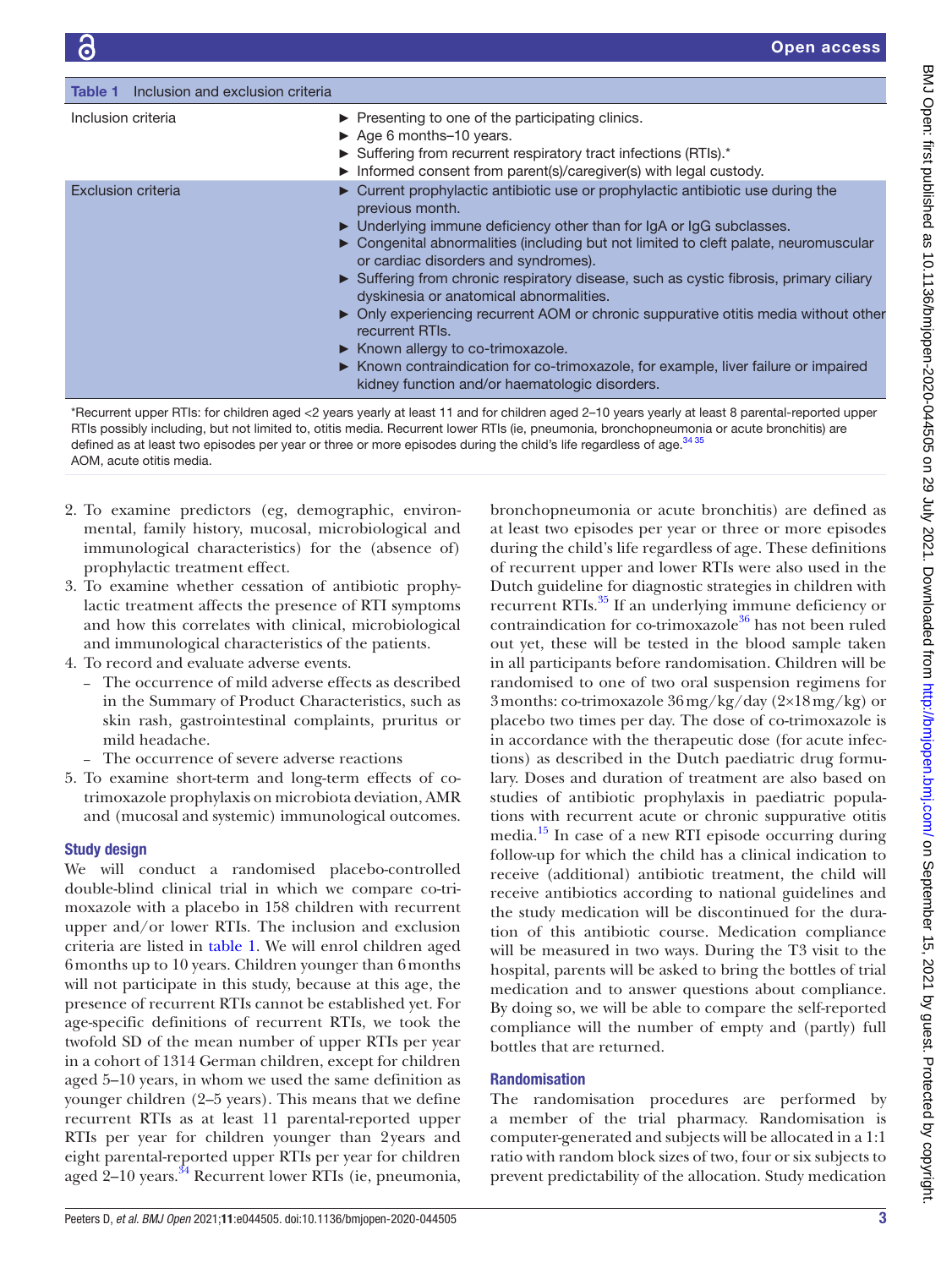**Table 1** Inclusion and exclusion criteria

| | |
|---|---|
| Inclusion criteria | ► Presenting to one of the participating clinics.<br>► Age 6 months–10 years.<br>► Suffering from recurrent respiratory tract infections (RTIs).*<br>► Informed consent from parent(s)/caregiver(s) with legal custody. |
| Exclusion criteria | ► Current prophylactic antibiotic use or prophylactic antibiotic use during the previous month.<br>► Underlying immune deficiency other than for IgA or IgG subclasses.<br>► Congenital abnormalities (including but not limited to cleft palate, neuromuscular or cardiac disorders and syndromes).<br>► Suffering from chronic respiratory disease, such as cystic fibrosis, primary ciliary dyskinesia or anatomical abnormalities.<br>► Only experiencing recurrent AOM or chronic suppurative otitis media without other recurrent RTIs.<br>► Known allergy to co-trimoxazole.<br>► Known contraindication for co-trimoxazole, for example, liver failure or impaired kidney function and/or haematologic disorders. |

*Recurrent upper RTIs: for children aged <2 years yearly at least 11 and for children aged 2–10 years yearly at least 8 parental-reported upper RTIs possibly including, but not limited to, otitis media. Recurrent lower RTIs (ie, pneumonia, bronchopneumonia or acute bronchitis) are defined as at least two episodes per year or three or more episodes during the child's life regardless of age.[34 35]
AOM, acute otitis media.

2. To examine predictors (eg, demographic, environmental, family history, mucosal, microbiological and immunological characteristics) for the (absence of) prophylactic treatment effect.
3. To examine whether cessation of antibiotic prophylactic treatment affects the presence of RTI symptoms and how this correlates with clinical, microbiological and immunological characteristics of the patients.
4. To record and evaluate adverse events.
   - The occurrence of mild adverse effects as described in the Summary of Product Characteristics, such as skin rash, gastrointestinal complaints, pruritus or mild headache.
   - The occurrence of severe adverse reactions
5. To examine short-term and long-term effects of co-trimoxazole prophylaxis on microbiota deviation, AMR and (mucosal and systemic) immunological outcomes.

### Study design

We will conduct a randomised placebo-controlled double-blind clinical trial in which we compare co-trimoxazole with a placebo in 158 children with recurrent upper and/or lower RTIs. The inclusion and exclusion criteria are listed in table 1. We will enrol children aged 6 months up to 10 years. Children younger than 6 months will not participate in this study, because at this age, the presence of recurrent RTIs cannot be established yet. For age-specific definitions of recurrent RTIs, we took the twofold SD of the mean number of upper RTIs per year in a cohort of 1314 German children, except for children aged 5–10 years, in whom we used the same definition as younger children (2–5 years). This means that we define recurrent RTIs as at least 11 parental-reported upper RTIs per year for children younger than 2 years and eight parental-reported upper RTIs per year for children aged 2–10 years.[34] Recurrent lower RTIs (ie, pneumonia, bronchopneumonia or acute bronchitis) are defined as at least two episodes per year or three or more episodes during the child's life regardless of age. These definitions of recurrent upper and lower RTIs were also used in the Dutch guideline for diagnostic strategies in children with recurrent RTIs.[35] If an underlying immune deficiency or contraindication for co-trimoxazole[36] has not been ruled out yet, these will be tested in the blood sample taken in all participants before randomisation. Children will be randomised to one of two oral suspension regimens for 3 months: co-trimoxazole 36 mg/kg/day (2×18 mg/kg) or placebo two times per day. The dose of co-trimoxazole is in accordance with the therapeutic dose (for acute infections) as described in the Dutch paediatric drug formulary. Doses and duration of treatment are also based on studies of antibiotic prophylaxis in paediatric populations with recurrent acute or chronic suppurative otitis media.[15] In case of a new RTI episode occurring during follow-up for which the child has a clinical indication to receive (additional) antibiotic treatment, the child will receive antibiotics according to national guidelines and the study medication will be discontinued for the duration of this antibiotic course. Medication compliance will be measured in two ways. During the T3 visit to the hospital, parents will be asked to bring the bottles of trial medication and to answer questions about compliance. By doing so, we will be able to compare the self-reported compliance will the number of empty and (partly) full bottles that are returned.

### Randomisation

The randomisation procedures are performed by a member of the trial pharmacy. Randomisation is computer-generated and subjects will be allocated in a 1:1 ratio with random block sizes of two, four or six subjects to prevent predictability of the allocation. Study medication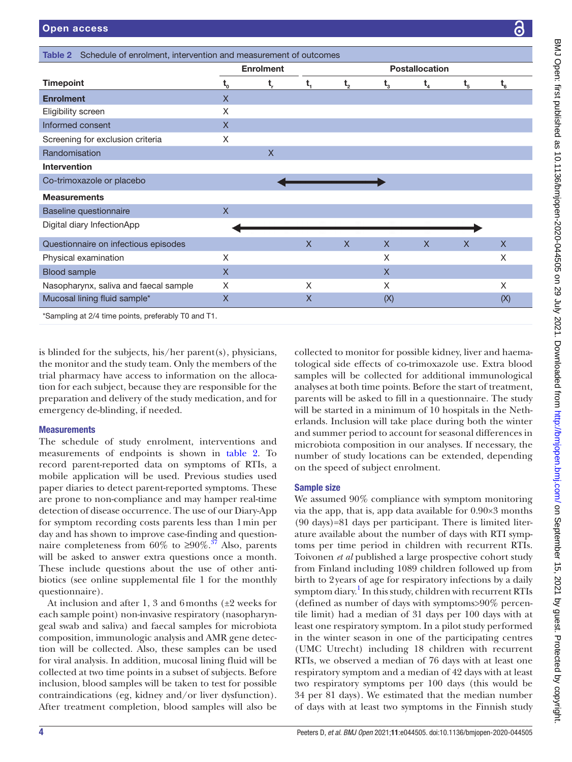**Table 2** Schedule of enrolment, intervention and measurement of outcomes

| | Enrolment | | Postallocation | | | | | |
|---|---|---|---|---|---|---|---|---|
| **Timepoint** | $t_0$ | $t_r$ | $t_1$ | $t_2$ | $t_3$ | $t_4$ | $t_5$ | $t_6$ |
| **Enrolment** | X | | | | | | | |
| Eligibility screen | X | | | | | | | |
| Informed consent | X | | | | | | | |
| Screening for exclusion criteria | X | | | | | | | |
| Randomisation | | X | | | | | | |
| **Intervention** | | | | | | | | |
| Co-trimoxazole or placebo | | ⟵ | ⟶ | ⟶ | ⟶ | | | |
| **Measurements** | | | | | | | | |
| Baseline questionnaire | X | | | | | | | |
| Digital diary InfectionApp | ⟵ | ⟶ | ⟶ | ⟶ | ⟶ | ⟶ | ⟶ | |
| Questionnaire on infectious episodes | | | X | X | X | X | X | X |
| Physical examination | X | | | | X | | | X |
| Blood sample | X | | | | X | | | |
| Nasopharynx, saliva and faecal sample | X | | X | | X | | | X |
| Mucosal lining fluid sample* | X | | X | | (X) | | | (X) |

*Sampling at 2/4 time points, preferably T0 and T1.

is blinded for the subjects, his/her parent(s), physicians, the monitor and the study team. Only the members of the trial pharmacy have access to information on the allocation for each subject, because they are responsible for the preparation and delivery of the study medication, and for emergency de-blinding, if needed.

### Measurements

The schedule of study enrolment, interventions and measurements of endpoints is shown in table 2. To record parent-reported data on symptoms of RTIs, a mobile application will be used. Previous studies used paper diaries to detect parent-reported symptoms. These are prone to non-compliance and may hamper real-time detection of disease occurrence. The use of our Diary-App for symptom recording costs parents less than 1 min per day and has shown to improve case-finding and questionnaire completeness from 60% to ≥90%.[37] Also, parents will be asked to answer extra questions once a month. These include questions about the use of other antibiotics (see online supplemental file 1 for the monthly questionnaire).

At inclusion and after 1, 3 and 6 months (±2 weeks for each sample point) non-invasive respiratory (nasopharyngeal swab and saliva) and faecal samples for microbiota composition, immunologic analysis and AMR gene detection will be collected. Also, these samples can be used for viral analysis. In addition, mucosal lining fluid will be collected at two time points in a subset of subjects. Before inclusion, blood samples will be taken to test for possible contraindications (eg, kidney and/or liver dysfunction). After treatment completion, blood samples will also be collected to monitor for possible kidney, liver and haematological side effects of co-trimoxazole use. Extra blood samples will be collected for additional immunological analyses at both time points. Before the start of treatment, parents will be asked to fill in a questionnaire. The study will be started in a minimum of 10 hospitals in the Netherlands. Inclusion will take place during both the winter and summer period to account for seasonal differences in microbiota composition in our analyses. If necessary, the number of study locations can be extended, depending on the speed of subject enrolment.

### Sample size

We assumed 90% compliance with symptom monitoring via the app, that is, app data available for 0.90×3 months (90 days)=81 days per participant. There is limited literature available about the number of days with RTI symptoms per time period in children with recurrent RTIs. Toivonen *et al* published a large prospective cohort study from Finland including 1089 children followed up from birth to 2 years of age for respiratory infections by a daily symptom diary.[1] In this study, children with recurrent RTIs (defined as number of days with symptoms>90% percentile limit) had a median of 31 days per 100 days with at least one respiratory symptom. In a pilot study performed in the winter season in one of the participating centres (UMC Utrecht) including 18 children with recurrent RTIs, we observed a median of 76 days with at least one respiratory symptom and a median of 42 days with at least two respiratory symptoms per 100 days (this would be 34 per 81 days). We estimated that the median number of days with at least two symptoms in the Finnish study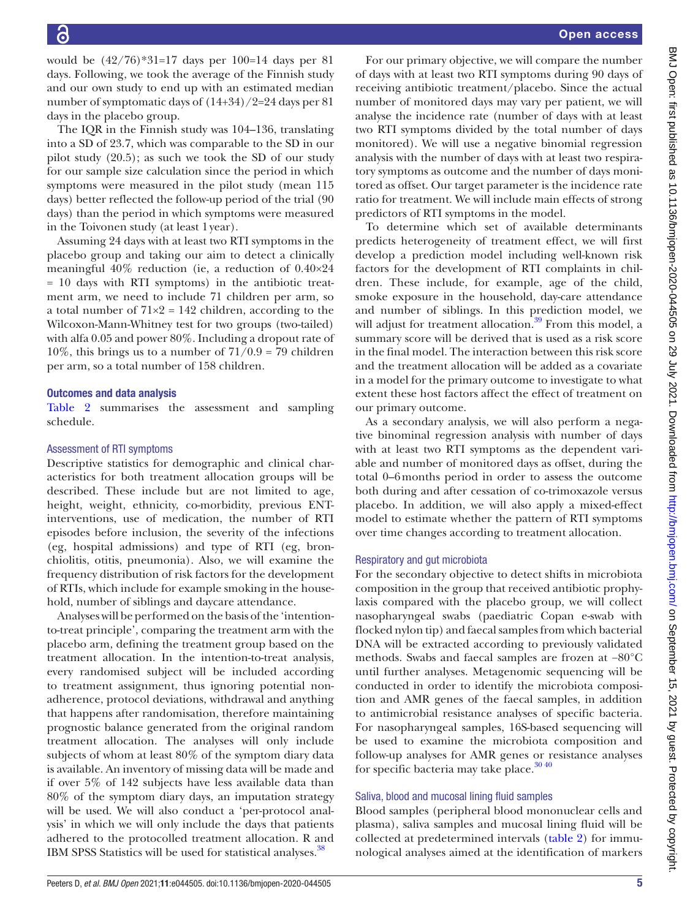would be (42/76)*31=17 days per 100=14 days per 81 days. Following, we took the average of the Finnish study and our own study to end up with an estimated median number of symptomatic days of (14+34)/2=24 days per 81 days in the placebo group.

The IQR in the Finnish study was 104–136, translating into a SD of 23.7, which was comparable to the SD in our pilot study (20.5); as such we took the SD of our study for our sample size calculation since the period in which symptoms were measured in the pilot study (mean 115 days) better reflected the follow-up period of the trial (90 days) than the period in which symptoms were measured in the Toivonen study (at least 1 year).

Assuming 24 days with at least two RTI symptoms in the placebo group and taking our aim to detect a clinically meaningful 40% reduction (ie, a reduction of 0.40×24 = 10 days with RTI symptoms) in the antibiotic treatment arm, we need to include 71 children per arm, so a total number of 71×2 = 142 children, according to the Wilcoxon-Mann-Whitney test for two groups (two-tailed) with alfa 0.05 and power 80%. Including a dropout rate of 10%, this brings us to a number of 71/0.9 = 79 children per arm, so a total number of 158 children.

## Outcomes and data analysis

Table 2 summarises the assessment and sampling schedule.

### Assessment of RTI symptoms

Descriptive statistics for demographic and clinical characteristics for both treatment allocation groups will be described. These include but are not limited to age, height, weight, ethnicity, co-morbidity, previous ENT-interventions, use of medication, the number of RTI episodes before inclusion, the severity of the infections (eg, hospital admissions) and type of RTI (eg, bronchiolitis, otitis, pneumonia). Also, we will examine the frequency distribution of risk factors for the development of RTIs, which include for example smoking in the household, number of siblings and daycare attendance.

Analyses will be performed on the basis of the 'intention-to-treat principle', comparing the treatment arm with the placebo arm, defining the treatment group based on the treatment allocation. In the intention-to-treat analysis, every randomised subject will be included according to treatment assignment, thus ignoring potential non-adherence, protocol deviations, withdrawal and anything that happens after randomisation, therefore maintaining prognostic balance generated from the original random treatment allocation. The analyses will only include subjects of whom at least 80% of the symptom diary data is available. An inventory of missing data will be made and if over 5% of 142 subjects have less available data than 80% of the symptom diary days, an imputation strategy will be used. We will also conduct a 'per-protocol analysis' in which we will only include the days that patients adhered to the protocolled treatment allocation. R and IBM SPSS Statistics will be used for statistical analyses.[38]

For our primary objective, we will compare the number of days with at least two RTI symptoms during 90 days of receiving antibiotic treatment/placebo. Since the actual number of monitored days may vary per patient, we will analyse the incidence rate (number of days with at least two RTI symptoms divided by the total number of days monitored). We will use a negative binomial regression analysis with the number of days with at least two respiratory symptoms as outcome and the number of days monitored as offset. Our target parameter is the incidence rate ratio for treatment. We will include main effects of strong predictors of RTI symptoms in the model.

To determine which set of available determinants predicts heterogeneity of treatment effect, we will first develop a prediction model including well-known risk factors for the development of RTI complaints in children. These include, for example, age of the child, smoke exposure in the household, day-care attendance and number of siblings. In this prediction model, we will adjust for treatment allocation.[39] From this model, a summary score will be derived that is used as a risk score in the final model. The interaction between this risk score and the treatment allocation will be added as a covariate in a model for the primary outcome to investigate to what extent these host factors affect the effect of treatment on our primary outcome.

As a secondary analysis, we will also perform a negative binominal regression analysis with number of days with at least two RTI symptoms as the dependent variable and number of monitored days as offset, during the total 0–6 months period in order to assess the outcome both during and after cessation of co-trimoxazole versus placebo. In addition, we will also apply a mixed-effect model to estimate whether the pattern of RTI symptoms over time changes according to treatment allocation.

### Respiratory and gut microbiota

For the secondary objective to detect shifts in microbiota composition in the group that received antibiotic prophylaxis compared with the placebo group, we will collect nasopharyngeal swabs (paediatric Copan e-swab with flocked nylon tip) and faecal samples from which bacterial DNA will be extracted according to previously validated methods. Swabs and faecal samples are frozen at −80°C until further analyses. Metagenomic sequencing will be conducted in order to identify the microbiota composition and AMR genes of the faecal samples, in addition to antimicrobial resistance analyses of specific bacteria. For nasopharyngeal samples, 16S-based sequencing will be used to examine the microbiota composition and follow-up analyses for AMR genes or resistance analyses for specific bacteria may take place.[30,40]

### Saliva, blood and mucosal lining fluid samples

Blood samples (peripheral blood mononuclear cells and plasma), saliva samples and mucosal lining fluid will be collected at predetermined intervals (table 2) for immunological analyses aimed at the identification of markers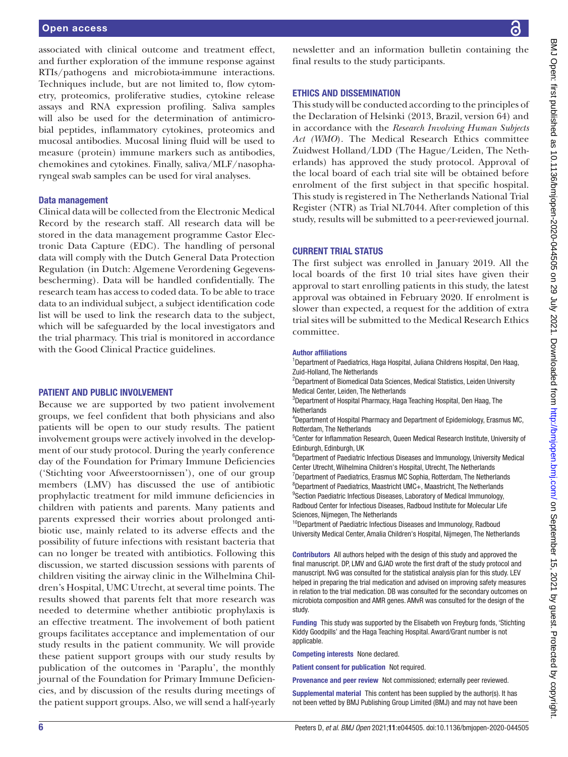associated with clinical outcome and treatment effect, and further exploration of the immune response against RTIs/pathogens and microbiota-immune interactions. Techniques include, but are not limited to, flow cytometry, proteomics, proliferative studies, cytokine release assays and RNA expression profiling. Saliva samples will also be used for the determination of antimicrobial peptides, inflammatory cytokines, proteomics and mucosal antibodies. Mucosal lining fluid will be used to measure (protein) immune markers such as antibodies, chemokines and cytokines. Finally, saliva/MLF/nasopharyngeal swab samples can be used for viral analyses.

### Data management

Clinical data will be collected from the Electronic Medical Record by the research staff. All research data will be stored in the data management programme Castor Electronic Data Capture (EDC). The handling of personal data will comply with the Dutch General Data Protection Regulation (in Dutch: Algemene Verordening Gegevensbescherming). Data will be handled confidentially. The research team has access to coded data. To be able to trace data to an individual subject, a subject identification code list will be used to link the research data to the subject, which will be safeguarded by the local investigators and the trial pharmacy. This trial is monitored in accordance with the Good Clinical Practice guidelines.

## PATIENT AND PUBLIC INVOLVEMENT

Because we are supported by two patient involvement groups, we feel confident that both physicians and also patients will be open to our study results. The patient involvement groups were actively involved in the development of our study protocol. During the yearly conference day of the Foundation for Primary Immune Deficiencies ('Stichting voor Afweerstoornissen'), one of our group members (LMV) has discussed the use of antibiotic prophylactic treatment for mild immune deficiencies in children with patients and parents. Many patients and parents expressed their worries about prolonged antibiotic use, mainly related to its adverse effects and the possibility of future infections with resistant bacteria that can no longer be treated with antibiotics. Following this discussion, we started discussion sessions with parents of children visiting the airway clinic in the Wilhelmina Children's Hospital, UMC Utrecht, at several time points. The results showed that parents felt that more research was needed to determine whether antibiotic prophylaxis is an effective treatment. The involvement of both patient groups facilitates acceptance and implementation of our study results in the patient community. We will provide these patient support groups with our study results by publication of the outcomes in 'Paraplu', the monthly journal of the Foundation for Primary Immune Deficiencies, and by discussion of the results during meetings of the patient support groups. Also, we will send a half-yearly newsletter and an information bulletin containing the final results to the study participants.

## ETHICS AND DISSEMINATION

This study will be conducted according to the principles of the Declaration of Helsinki (2013, Brazil, version 64) and in accordance with the *Research Involving Human Subjects Act (WMO*). The Medical Research Ethics committee Zuidwest Holland/LDD (The Hague/Leiden, The Netherlands) has approved the study protocol. Approval of the local board of each trial site will be obtained before enrolment of the first subject in that specific hospital. This study is registered in The Netherlands National Trial Register (NTR) as Trial NL7044. After completion of this study, results will be submitted to a peer-reviewed journal.

## CURRENT TRIAL STATUS

The first subject was enrolled in January 2019. All the local boards of the first 10 trial sites have given their approval to start enrolling patients in this study, the latest approval was obtained in February 2020. If enrolment is slower than expected, a request for the addition of extra trial sites will be submitted to the Medical Research Ethics committee.

**Author affiliations**

[1]Department of Paediatrics, Haga Hospital, Juliana Childrens Hospital, Den Haag, Zuid-Holland, The Netherlands
[2]Department of Biomedical Data Sciences, Medical Statistics, Leiden University Medical Center, Leiden, The Netherlands
[3]Department of Hospital Pharmacy, Haga Teaching Hospital, Den Haag, The Netherlands
[4]Department of Hospital Pharmacy and Department of Epidemiology, Erasmus MC, Rotterdam, The Netherlands
[5]Center for Inflammation Research, Queen Medical Research Institute, University of Edinburgh, Edinburgh, UK
[6]Department of Paediatric Infectious Diseases and Immunology, University Medical Center Utrecht, Wilhelmina Children's Hospital, Utrecht, The Netherlands
[7]Department of Paediatrics, Erasmus MC Sophia, Rotterdam, The Netherlands
[8]Department of Paediatrics, Maastricht UMC+, Maastricht, The Netherlands
[9]Section Paediatric Infectious Diseases, Laboratory of Medical Immunology, Radboud Center for Infectious Diseases, Radboud Institute for Molecular Life Sciences, Nijmegen, The Netherlands
[10]Department of Paediatric Infectious Diseases and Immunology, Radboud University Medical Center, Amalia Children's Hospital, Nijmegen, The Netherlands

**Contributors** All authors helped with the design of this study and approved the final manuscript. DP, LMV and GJAD wrote the first draft of the study protocol and manuscript. NvG was consulted for the statistical analysis plan for this study. LEV helped in preparing the trial medication and advised on improving safety measures in relation to the trial medication. DB was consulted for the secondary outcomes on microbiota composition and AMR genes. AMvR was consulted for the design of the study.

**Funding** This study was supported by the Elisabeth von Freyburg fonds, 'Stichting Kiddy Goodpills' and the Haga Teaching Hospital. Award/Grant number is not applicable.

**Competing interests** None declared.

**Patient consent for publication** Not required.

**Provenance and peer review** Not commissioned; externally peer reviewed.

**Supplemental material** This content has been supplied by the author(s). It has not been vetted by BMJ Publishing Group Limited (BMJ) and may not have been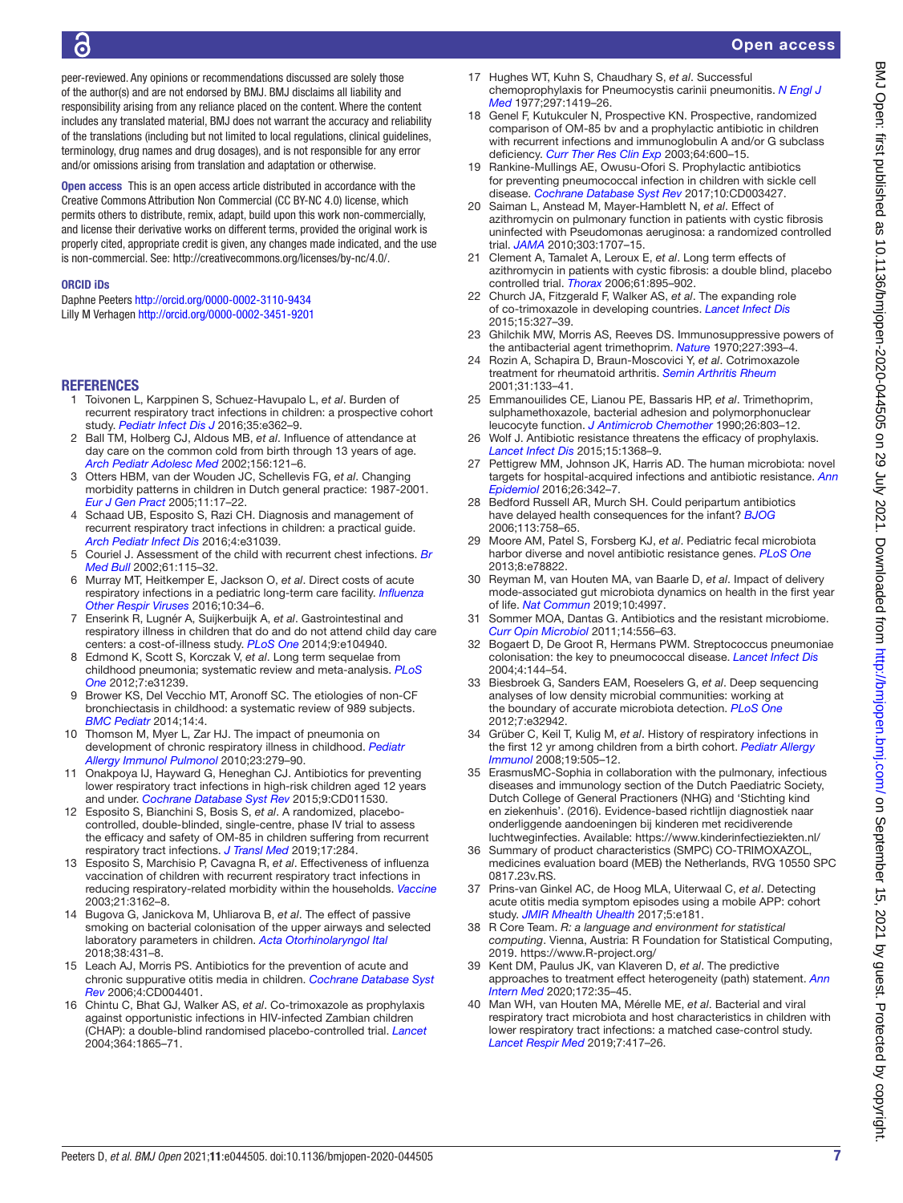peer-reviewed. Any opinions or recommendations discussed are solely those of the author(s) and are not endorsed by BMJ. BMJ disclaims all liability and responsibility arising from any reliance placed on the content. Where the content includes any translated material, BMJ does not warrant the accuracy and reliability of the translations (including but not limited to local regulations, clinical guidelines, terminology, drug names and drug dosages), and is not responsible for any error and/or omissions arising from translation and adaptation or otherwise.

**Open access** This is an open access article distributed in accordance with the Creative Commons Attribution Non Commercial (CC BY-NC 4.0) license, which permits others to distribute, remix, adapt, build upon this work non-commercially, and license their derivative works on different terms, provided the original work is properly cited, appropriate credit is given, any changes made indicated, and the use is non-commercial. See: http://creativecommons.org/licenses/by-nc/4.0/.

**ORCID iDs**

Daphne Peeters http://orcid.org/0000-0002-3110-9434
Lilly M Verhagen http://orcid.org/0000-0002-3451-9201

## REFERENCES

1. Toivonen L, Karppinen S, Schuez-Havupalo L, *et al*. Burden of recurrent respiratory tract infections in children: a prospective cohort study. *Pediatr Infect Dis J* 2016;35:e362–9.
2. Ball TM, Holberg CJ, Aldous MB, *et al*. Influence of attendance at day care on the common cold from birth through 13 years of age. *Arch Pediatr Adolesc Med* 2002;156:121–6.
3. Otters HBM, van der Wouden JC, Schellevis FG, *et al*. Changing morbidity patterns in children in Dutch general practice: 1987-2001. *Eur J Gen Pract* 2005;11:17–22.
4. Schaad UB, Esposito S, Razi CH. Diagnosis and management of recurrent respiratory tract infections in children: a practical guide. *Arch Pediatr Infect Dis* 2016;4:e31039.
5. Couriel J. Assessment of the child with recurrent chest infections. *Br Med Bull* 2002;61:115–32.
6. Murray MT, Heitkemper E, Jackson O, *et al*. Direct costs of acute respiratory infections in a pediatric long-term care facility. *Influenza Other Respir Viruses* 2016;10:34–6.
7. Enserink R, Lugnér A, Suijkerbuijk A, *et al*. Gastrointestinal and respiratory illness in children that do and do not attend child day care centers: a cost-of-illness study. *PLoS One* 2014;9:e104940.
8. Edmond K, Scott S, Korczak V, *et al*. Long term sequelae from childhood pneumonia; systematic review and meta-analysis. *PLoS One* 2012;7:e31239.
9. Brower KS, Del Vecchio MT, Aronoff SC. The etiologies of non-CF bronchiectasis in childhood: a systematic review of 989 subjects. *BMC Pediatr* 2014;14:4.
10. Thomson M, Myer L, Zar HJ. The impact of pneumonia on development of chronic respiratory illness in childhood. *Pediatr Allergy Immunol Pulmonol* 2010;23:279–90.
11. Onakpoya IJ, Hayward G, Heneghan CJ. Antibiotics for preventing lower respiratory tract infections in high-risk children aged 12 years and under. *Cochrane Database Syst Rev* 2015;9:CD011530.
12. Esposito S, Bianchini S, Bosis S, *et al*. A randomized, placebo-controlled, double-blinded, single-centre, phase IV trial to assess the efficacy and safety of OM-85 in children suffering from recurrent respiratory tract infections. *J Transl Med* 2019;17:284.
13. Esposito S, Marchisio P, Cavagna R, *et al*. Effectiveness of influenza vaccination of children with recurrent respiratory tract infections in reducing respiratory-related morbidity within the households. *Vaccine* 2003;21:3162–8.
14. Bugova G, Janickova M, Uhliarova B, *et al*. The effect of passive smoking on bacterial colonisation of the upper airways and selected laboratory parameters in children. *Acta Otorhinolaryngol Ital* 2018;38:431–8.
15. Leach AJ, Morris PS. Antibiotics for the prevention of acute and chronic suppurative otitis media in children. *Cochrane Database Syst Rev* 2006;4:CD004401.
16. Chintu C, Bhat GJ, Walker AS, *et al*. Co-trimoxazole as prophylaxis against opportunistic infections in HIV-infected Zambian children (CHAP): a double-blind randomised placebo-controlled trial. *Lancet* 2004;364:1865–71.
17. Hughes WT, Kuhn S, Chaudhary S, *et al*. Successful chemoprophylaxis for Pneumocystis carinii pneumonitis. *N Engl J Med* 1977;297:1419–26.
18. Genel F, Kutukculer N. Prospective, randomized comparison of OM-85 bv and a prophylactic antibiotic in children with recurrent infections and immunoglobulin A and/or G subclass deficiency. *Curr Ther Res Clin Exp* 2003;64:600–15.
19. Rankine-Mullings AE, Owusu-Ofori S. Prophylactic antibiotics for preventing pneumococcal infection in children with sickle cell disease. *Cochrane Database Syst Rev* 2017;10:CD003427.
20. Saiman L, Anstead M, Mayer-Hamblett N, *et al*. Effect of azithromycin on pulmonary function in patients with cystic fibrosis uninfected with Pseudomonas aeruginosa: a randomized controlled trial. *JAMA* 2010;303:1707–15.
21. Clement A, Tamalet A, Leroux E, *et al*. Long term effects of azithromycin in patients with cystic fibrosis: a double blind, placebo controlled trial. *Thorax* 2006;61:895–902.
22. Church JA, Fitzgerald F, Walker AS, *et al*. The expanding role of co-trimoxazole in developing countries. *Lancet Infect Dis* 2015;15:327–39.
23. Ghilchik MW, Morris AS, Reeves DS. Immunosuppressive powers of the antibacterial agent trimethoprim. *Nature* 1970;227:393–4.
24. Rozin A, Schapira D, Braun-Moscovici Y, *et al*. Cotrimoxazole treatment for rheumatoid arthritis. *Semin Arthritis Rheum* 2001;31:133–41.
25. Emmanouilides CE, Lianou PE, Bassaris HP, *et al*. Trimethoprim, sulphamethoxazole, bacterial adhesion and polymorphonuclear leucocyte function. *J Antimicrob Chemother* 1990;26:803–12.
26. Wolf J. Antibiotic resistance threatens the efficacy of prophylaxis. *Lancet Infect Dis* 2015;15:1368–9.
27. Pettigrew MM, Johnson JK, Harris AD. The human microbiota: novel targets for hospital-acquired infections and antibiotic resistance. *Ann Epidemiol* 2016;26:342–7.
28. Bedford Russell AR, Murch SH. Could peripartum antibiotics have delayed health consequences for the infant? *BJOG* 2006;113:758–65.
29. Moore AM, Patel S, Forsberg KJ, *et al*. Pediatric fecal microbiota harbor diverse and novel antibiotic resistance genes. *PLoS One* 2013;8:e78822.
30. Reyman M, van Houten MA, van Baarle D, *et al*. Impact of delivery mode-associated gut microbiota dynamics on health in the first year of life. *Nat Commun* 2019;10:4997.
31. Sommer MOA, Dantas G. Antibiotics and the resistant microbiome. *Curr Opin Microbiol* 2011;14:556–63.
32. Bogaert D, De Groot R, Hermans PWM. Streptococcus pneumoniae colonisation: the key to pneumococcal disease. *Lancet Infect Dis* 2004;4:144–54.
33. Biesbroek G, Sanders EAM, Roeselers G, *et al*. Deep sequencing analyses of low density microbial communities: working at the boundary of accurate microbiota detection. *PLoS One* 2012;7:e32942.
34. Grüber C, Keil T, Kulig M, *et al*. History of respiratory infections in the first 12 yr among children from a birth cohort. *Pediatr Allergy Immunol* 2008;19:505–12.
35. ErasmusMC-Sophia in collaboration with the pulmonary, infectious diseases and immunology section of the Dutch Paediatric Society, Dutch College of General Practioners (NHG) and 'Stichting kind en ziekenhuis'. (2016). Evidence-based richtlijn diagnostiek naar onderliggende aandoeningen bij kinderen met recidiverende luchtweginfecties. Available: https://www.kinderinfectieziekten.nl/
36. Summary of product characteristics (SMPC) CO-TRIMOXAZOL, medicines evaluation board (MEB) the Netherlands, RVG 10550 SPC 0817.23v.RS.
37. Prins-van Ginkel AC, de Hoog MLA, Uiterwaal C, *et al*. Detecting acute otitis media symptom episodes using a mobile APP: cohort study. *JMIR Mhealth Uhealth* 2017;5:e181.
38. R Core Team. *R: a language and environment for statistical computing*. Vienna, Austria: R Foundation for Statistical Computing, 2019. https://www.R-project.org/
39. Kent DM, Paulus JK, van Klaveren D, *et al*. The predictive approaches to treatment effect heterogeneity (path) statement. *Ann Intern Med* 2020;172:35–45.
40. Man WH, van Houten MA, Mérelle ME, *et al*. Bacterial and viral respiratory tract microbiota and host characteristics in children with lower respiratory tract infections: a matched case-control study. *Lancet Respir Med* 2019;7:417–26.